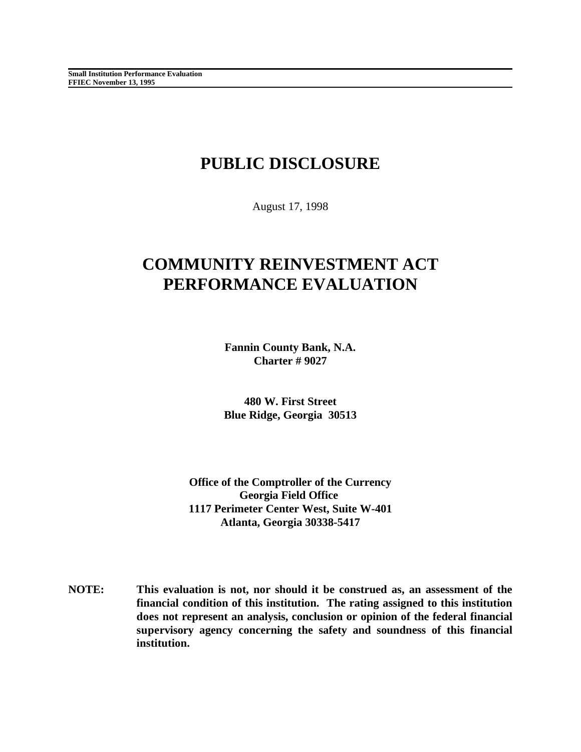**Small Institution Performance Evaluation**
**FFIEC November 13, 1995**

# PUBLIC DISCLOSURE

August 17, 1998

# COMMUNITY REINVESTMENT ACT PERFORMANCE EVALUATION

**Fannin County Bank, N.A.**
**Charter # 9027**

**480 W. First Street**
**Blue Ridge, Georgia 30513**

**Office of the Comptroller of the Currency**
**Georgia Field Office**
**1117 Perimeter Center West, Suite W-401**
**Atlanta, Georgia 30338-5417**

**NOTE:** **This evaluation is not, nor should it be construed as, an assessment of the financial condition of this institution. The rating assigned to this institution does not represent an analysis, conclusion or opinion of the federal financial supervisory agency concerning the safety and soundness of this financial institution.**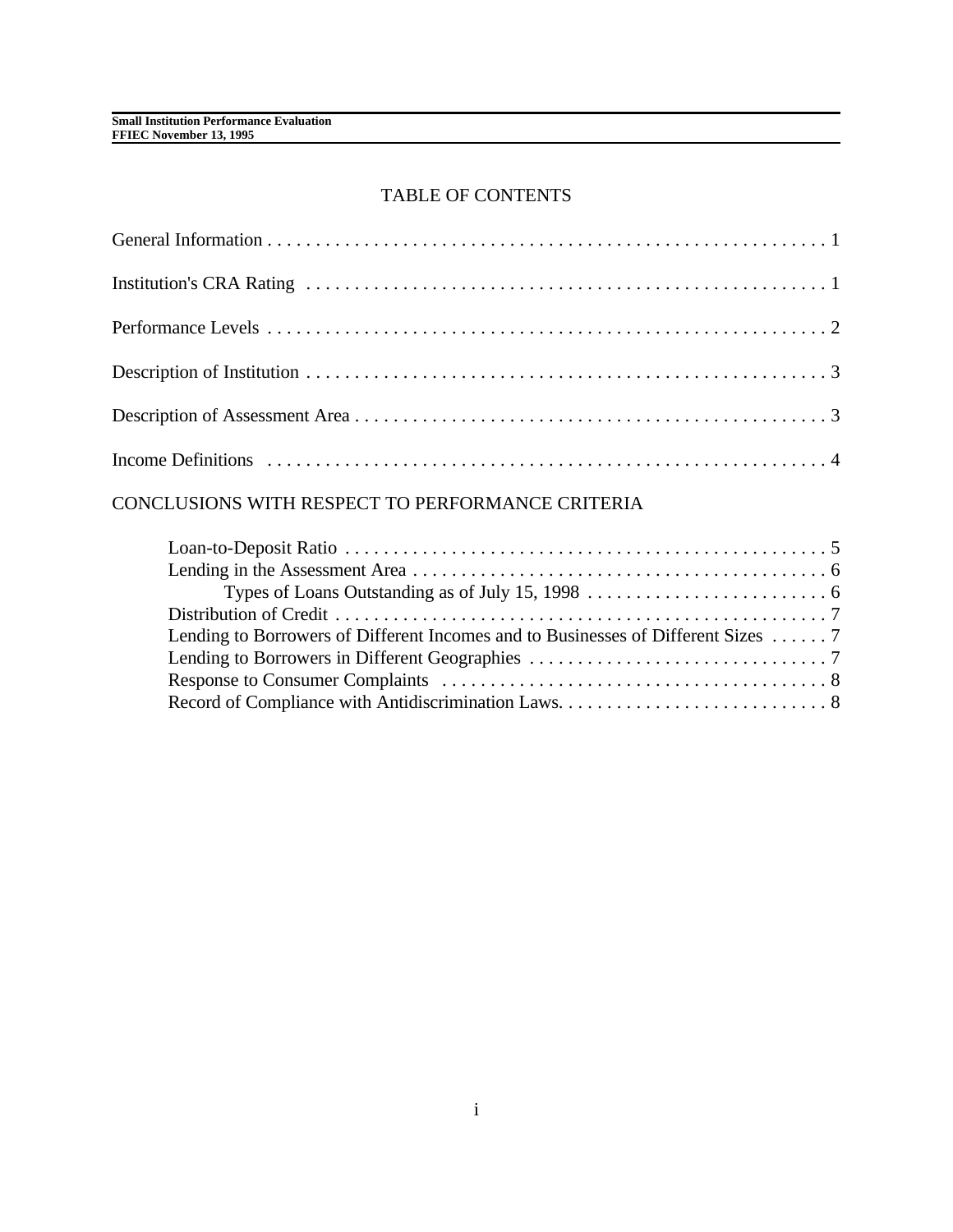# TABLE OF CONTENTS

General Information . . . . . . . . . . . . . . . . . . . . . . . . . . . . . . . . . . . . . . . . . . . . . . . . . . . . . . . . . . 1

Institution's CRA Rating . . . . . . . . . . . . . . . . . . . . . . . . . . . . . . . . . . . . . . . . . . . . . . . . . . . . . . . . 1

Performance Levels . . . . . . . . . . . . . . . . . . . . . . . . . . . . . . . . . . . . . . . . . . . . . . . . . . . . . . . . . . . 2

Description of Institution . . . . . . . . . . . . . . . . . . . . . . . . . . . . . . . . . . . . . . . . . . . . . . . . . . . . . . . 3

Description of Assessment Area . . . . . . . . . . . . . . . . . . . . . . . . . . . . . . . . . . . . . . . . . . . . . . . . . . 3

Income Definitions . . . . . . . . . . . . . . . . . . . . . . . . . . . . . . . . . . . . . . . . . . . . . . . . . . . . . . . . . . . 4

## CONCLUSIONS WITH RESPECT TO PERFORMANCE CRITERIA

- Loan-to-Deposit Ratio . . . . . . . . . . . . . . . . . . . . . . . . . . . . . . . . . . . . . . . . . . . . . . . . . . . 5
- Lending in the Assessment Area . . . . . . . . . . . . . . . . . . . . . . . . . . . . . . . . . . . . . . . . . . . 6
  - Types of Loans Outstanding as of July 15, 1998 . . . . . . . . . . . . . . . . . . . . . . . . . . 6
- Distribution of Credit . . . . . . . . . . . . . . . . . . . . . . . . . . . . . . . . . . . . . . . . . . . . . . . . . . . . 7
- Lending to Borrowers of Different Incomes and to Businesses of Different Sizes . . . . . . 7
- Lending to Borrowers in Different Geographies . . . . . . . . . . . . . . . . . . . . . . . . . . . . . . . 7
- Response to Consumer Complaints . . . . . . . . . . . . . . . . . . . . . . . . . . . . . . . . . . . . . . . . 8
- Record of Compliance with Antidiscrimination Laws. . . . . . . . . . . . . . . . . . . . . . . . . . . . 8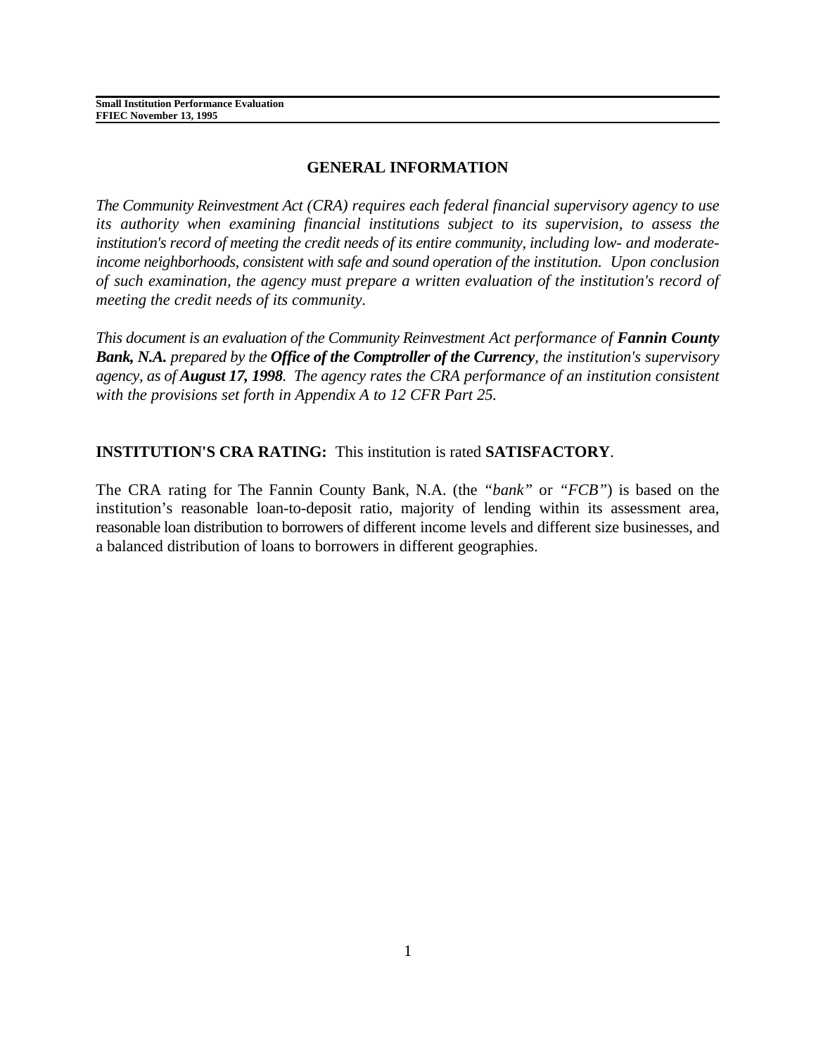## GENERAL INFORMATION

*The Community Reinvestment Act (CRA) requires each federal financial supervisory agency to use its authority when examining financial institutions subject to its supervision, to assess the institution's record of meeting the credit needs of its entire community, including low- and moderate-income neighborhoods, consistent with safe and sound operation of the institution. Upon conclusion of such examination, the agency must prepare a written evaluation of the institution's record of meeting the credit needs of its community.*

*This document is an evaluation of the Community Reinvestment Act performance of **Fannin County Bank, N.A.** prepared by the **Office of the Comptroller of the Currency**, the institution's supervisory agency, as of **August 17, 1998**. The agency rates the CRA performance of an institution consistent with the provisions set forth in Appendix A to 12 CFR Part 25.*

**INSTITUTION'S CRA RATING:** This institution is rated **SATISFACTORY**.

The CRA rating for The Fannin County Bank, N.A. (the *"bank"* or *"FCB"*) is based on the institution's reasonable loan-to-deposit ratio, majority of lending within its assessment area, reasonable loan distribution to borrowers of different income levels and different size businesses, and a balanced distribution of loans to borrowers in different geographies.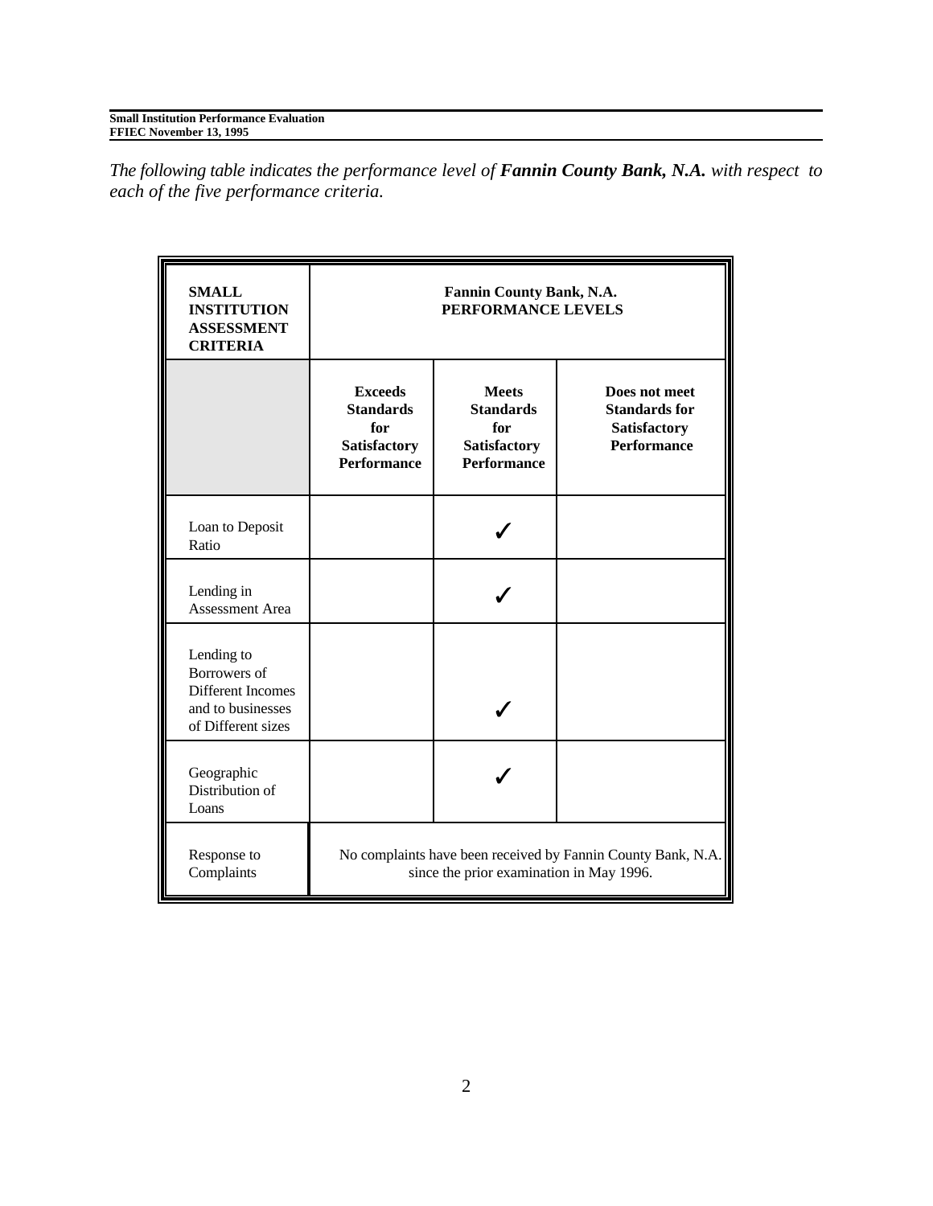*The following table indicates the performance level of **Fannin County Bank, N.A.** with respect to each of the five performance criteria.*

| SMALL INSTITUTION ASSESSMENT CRITERIA | Fannin County Bank, N.A. PERFORMANCE LEVELS | | |
|---|---|---|---|
| | **Exceeds Standards for Satisfactory Performance** | **Meets Standards for Satisfactory Performance** | **Does not meet Standards for Satisfactory Performance** |
| Loan to Deposit Ratio | | ✓ | |
| Lending in Assessment Area | | ✓ | |
| Lending to Borrowers of Different Incomes and to businesses of Different sizes | | ✓ | |
| Geographic Distribution of Loans | | ✓ | |
| Response to Complaints | No complaints have been received by Fannin County Bank, N.A. since the prior examination in May 1996. | | |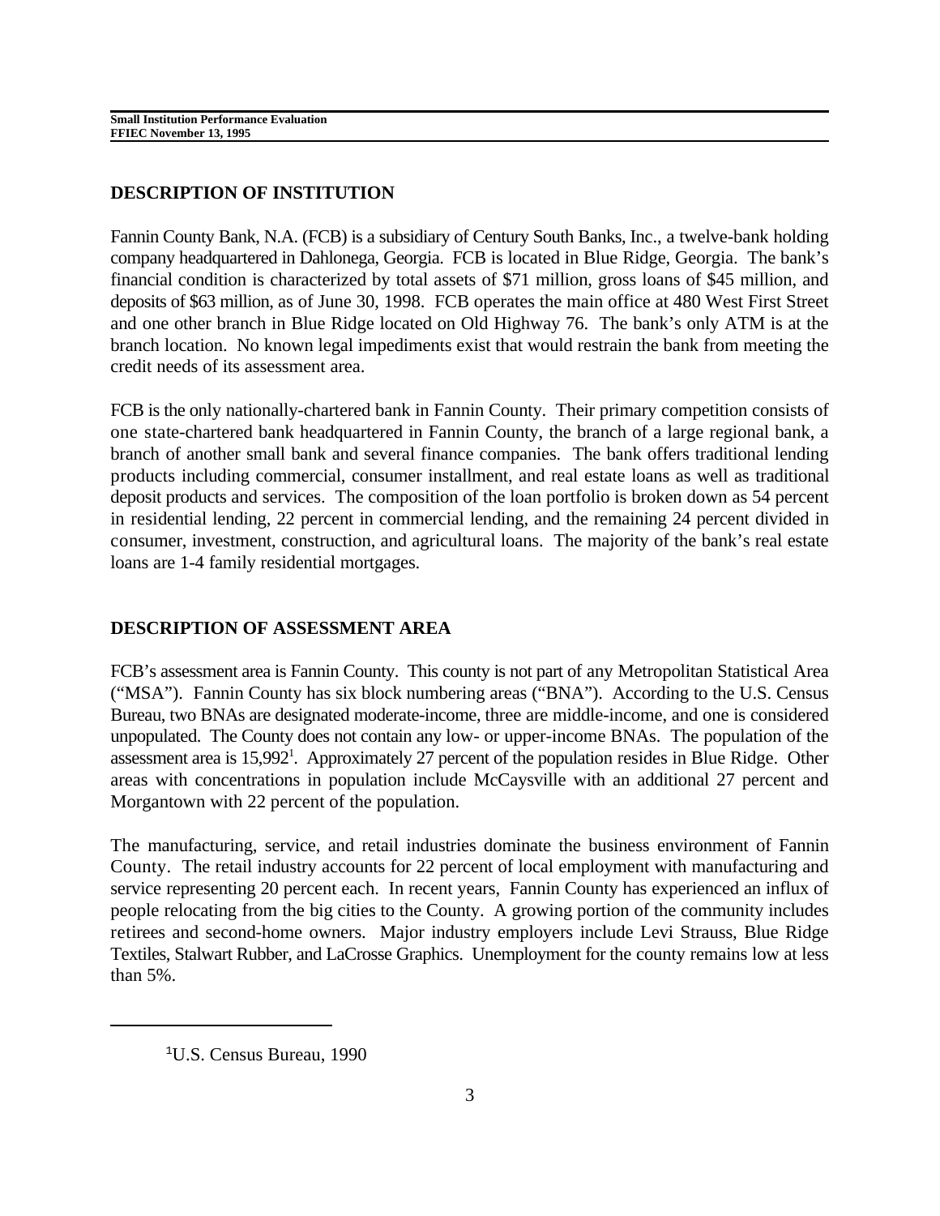## DESCRIPTION OF INSTITUTION

Fannin County Bank, N.A. (FCB) is a subsidiary of Century South Banks, Inc., a twelve-bank holding company headquartered in Dahlonega, Georgia. FCB is located in Blue Ridge, Georgia. The bank's financial condition is characterized by total assets of $71 million, gross loans of $45 million, and deposits of $63 million, as of June 30, 1998. FCB operates the main office at 480 West First Street and one other branch in Blue Ridge located on Old Highway 76. The bank's only ATM is at the branch location. No known legal impediments exist that would restrain the bank from meeting the credit needs of its assessment area.

FCB is the only nationally-chartered bank in Fannin County. Their primary competition consists of one state-chartered bank headquartered in Fannin County, the branch of a large regional bank, a branch of another small bank and several finance companies. The bank offers traditional lending products including commercial, consumer installment, and real estate loans as well as traditional deposit products and services. The composition of the loan portfolio is broken down as 54 percent in residential lending, 22 percent in commercial lending, and the remaining 24 percent divided in consumer, investment, construction, and agricultural loans. The majority of the bank's real estate loans are 1-4 family residential mortgages.

## DESCRIPTION OF ASSESSMENT AREA

FCB's assessment area is Fannin County. This county is not part of any Metropolitan Statistical Area ("MSA"). Fannin County has six block numbering areas ("BNA"). According to the U.S. Census Bureau, two BNAs are designated moderate-income, three are middle-income, and one is considered unpopulated. The County does not contain any low- or upper-income BNAs. The population of the assessment area is 15,992[1]. Approximately 27 percent of the population resides in Blue Ridge. Other areas with concentrations in population include McCaysville with an additional 27 percent and Morgantown with 22 percent of the population.

The manufacturing, service, and retail industries dominate the business environment of Fannin County. The retail industry accounts for 22 percent of local employment with manufacturing and service representing 20 percent each. In recent years, Fannin County has experienced an influx of people relocating from the big cities to the County. A growing portion of the community includes retirees and second-home owners. Major industry employers include Levi Strauss, Blue Ridge Textiles, Stalwart Rubber, and LaCrosse Graphics. Unemployment for the county remains low at less than 5%.

---

[1]U.S. Census Bureau, 1990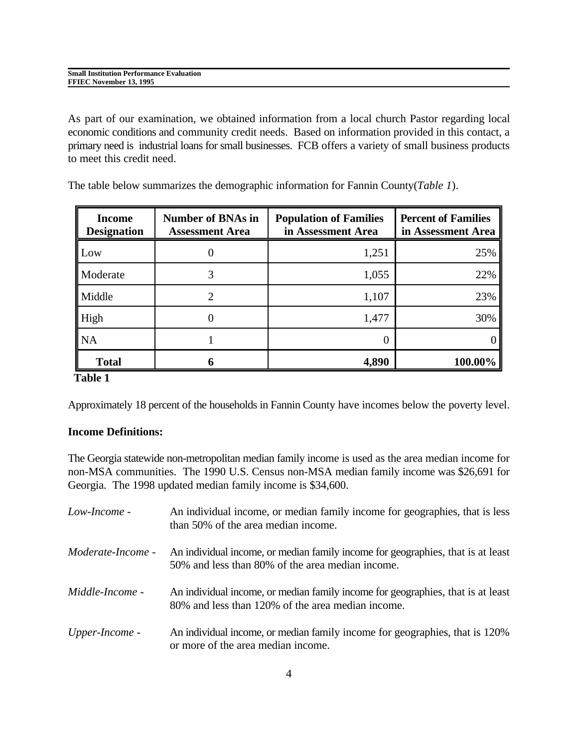As part of our examination, we obtained information from a local church Pastor regarding local economic conditions and community credit needs. Based on information provided in this contact, a primary need is industrial loans for small businesses. FCB offers a variety of small business products to meet this credit need.

The table below summarizes the demographic information for Fannin County(*Table 1*).

| Income Designation | Number of BNAs in Assessment Area | Population of Families in Assessment Area | Percent of Families in Assessment Area |
|---|---|---|---|
| Low | 0 | 1,251 | 25% |
| Moderate | 3 | 1,055 | 22% |
| Middle | 2 | 1,107 | 23% |
| High | 0 | 1,477 | 30% |
| NA | 1 | 0 | 0 |
| **Total** | **6** | **4,890** | **100.00%** |

**Table 1**

Approximately 18 percent of the households in Fannin County have incomes below the poverty level.

**Income Definitions:**

The Georgia statewide non-metropolitan median family income is used as the area median income for non-MSA communities. The 1990 U.S. Census non-MSA median family income was $26,691 for Georgia. The 1998 updated median family income is $34,600.

*Low-Income* - An individual income, or median family income for geographies, that is less than 50% of the area median income.

*Moderate-Income* - An individual income, or median family income for geographies, that is at least 50% and less than 80% of the area median income.

*Middle-Income* - An individual income, or median family income for geographies, that is at least 80% and less than 120% of the area median income.

*Upper-Income* - An individual income, or median family income for geographies, that is 120% or more of the area median income.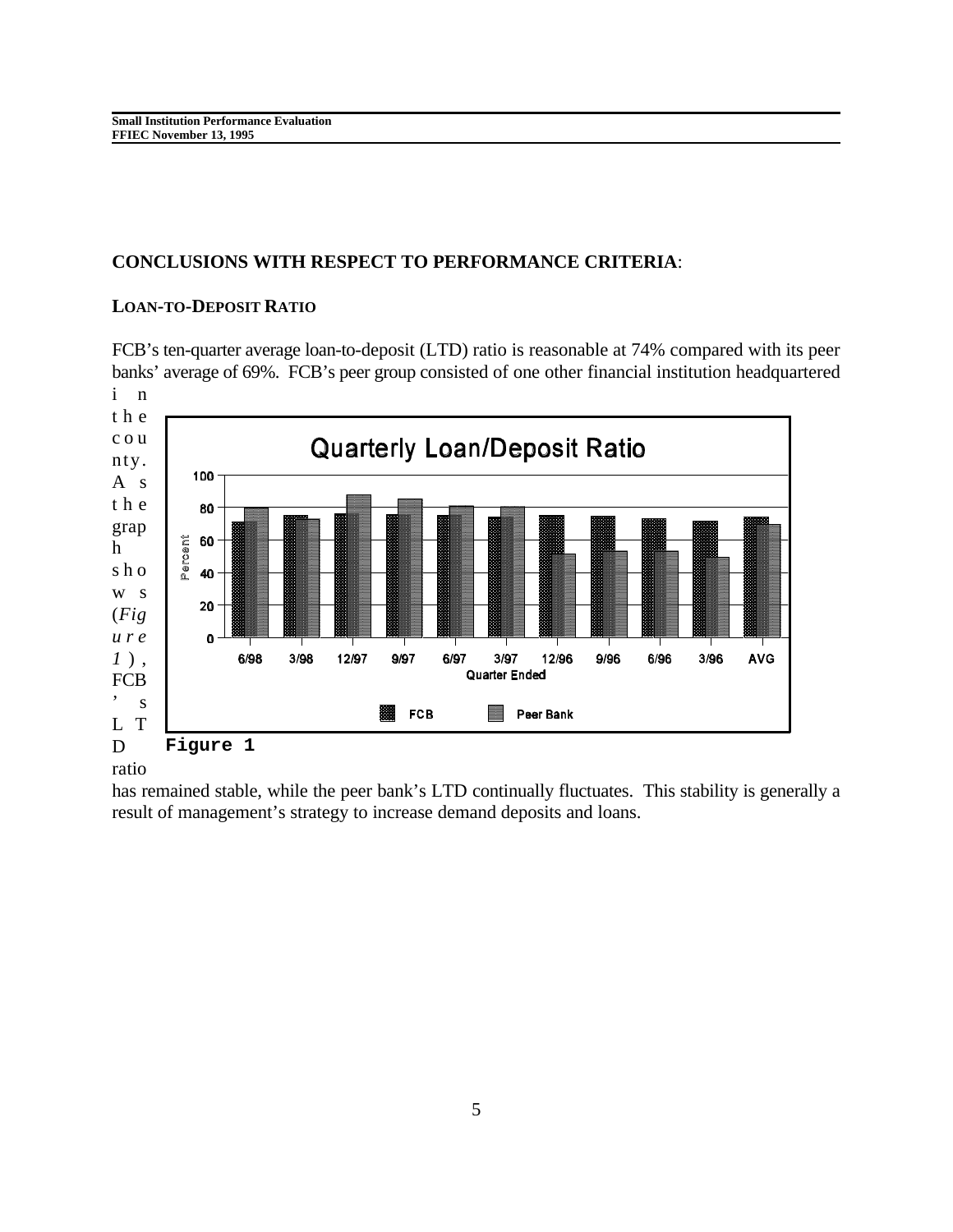## CONCLUSIONS WITH RESPECT TO PERFORMANCE CRITERIA:

### LOAN-TO-DEPOSIT RATIO

FCB's ten-quarter average loan-to-deposit (LTD) ratio is reasonable at 74% compared with its peer banks' average of 69%. FCB's peer group consisted of one other financial institution headquartered in the county. As the graph shows (*Figure 1*), FCB's LTD ratio has remained stable, while the peer bank's LTD continually fluctuates. This stability is generally a result of management's strategy to increase demand deposits and loans.

**Figure 1**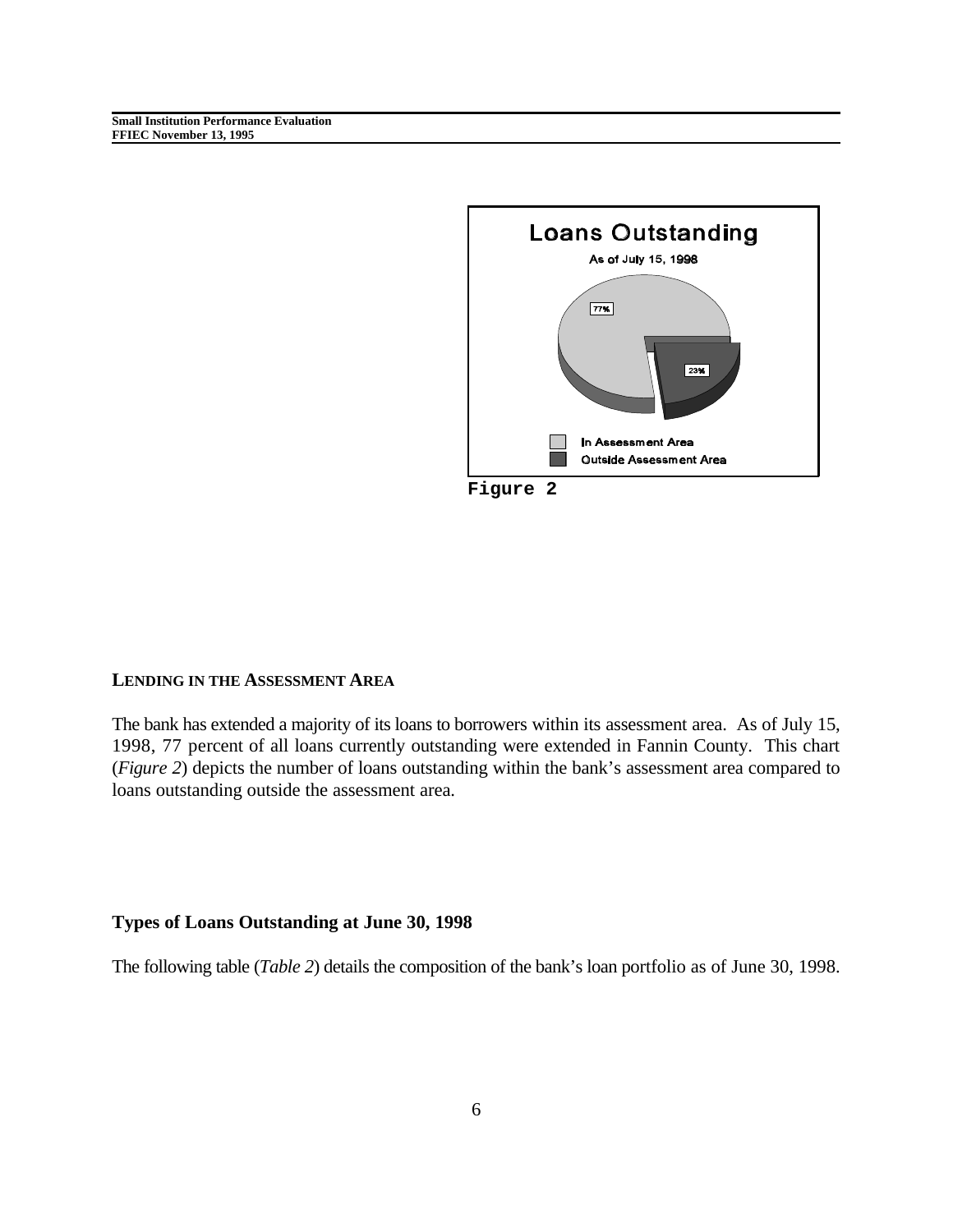**Loans Outstanding**

As of July 15, 1998

77%

23%

In Assessment Area

Outside Assessment Area

**Figure 2**

#### LENDING IN THE ASSESSMENT AREA

The bank has extended a majority of its loans to borrowers within its assessment area. As of July 15, 1998, 77 percent of all loans currently outstanding were extended in Fannin County. This chart (*Figure 2*) depicts the number of loans outstanding within the bank's assessment area compared to loans outstanding outside the assessment area.

#### Types of Loans Outstanding at June 30, 1998

The following table (*Table 2*) details the composition of the bank's loan portfolio as of June 30, 1998.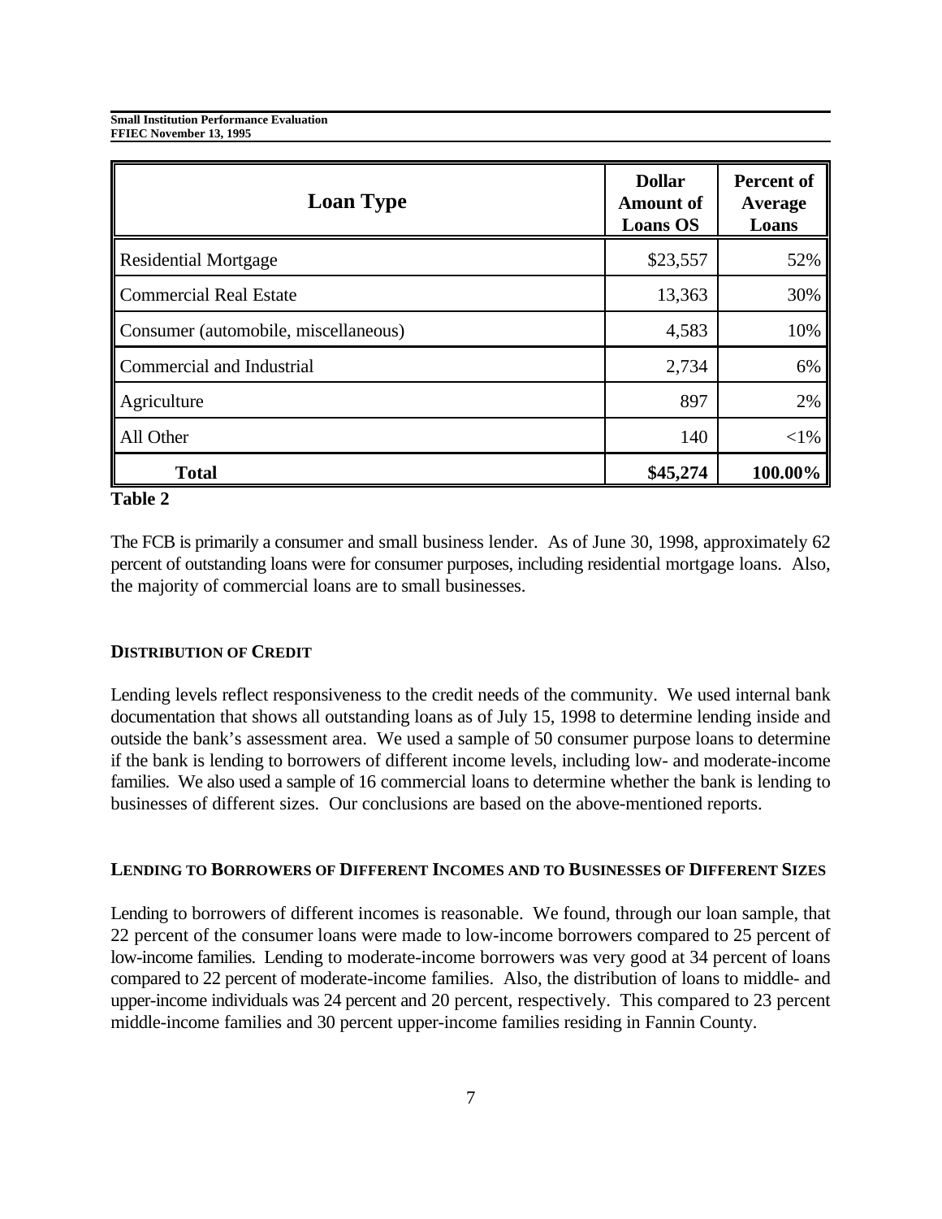| Loan Type | Dollar Amount of Loans OS | Percent of Average Loans |
|---|---|---|
| Residential Mortgage | $23,557 | 52% |
| Commercial Real Estate | 13,363 | 30% |
| Consumer (automobile, miscellaneous) | 4,583 | 10% |
| Commercial and Industrial | 2,734 | 6% |
| Agriculture | 897 | 2% |
| All Other | 140 | <1% |
| **Total** | **$45,274** | **100.00%** |

**Table 2**

The FCB is primarily a consumer and small business lender. As of June 30, 1998, approximately 62 percent of outstanding loans were for consumer purposes, including residential mortgage loans. Also, the majority of commercial loans are to small businesses.

### DISTRIBUTION OF CREDIT

Lending levels reflect responsiveness to the credit needs of the community. We used internal bank documentation that shows all outstanding loans as of July 15, 1998 to determine lending inside and outside the bank's assessment area. We used a sample of 50 consumer purpose loans to determine if the bank is lending to borrowers of different income levels, including low- and moderate-income families. We also used a sample of 16 commercial loans to determine whether the bank is lending to businesses of different sizes. Our conclusions are based on the above-mentioned reports.

### LENDING TO BORROWERS OF DIFFERENT INCOMES AND TO BUSINESSES OF DIFFERENT SIZES

Lending to borrowers of different incomes is reasonable. We found, through our loan sample, that 22 percent of the consumer loans were made to low-income borrowers compared to 25 percent of low-income families. Lending to moderate-income borrowers was very good at 34 percent of loans compared to 22 percent of moderate-income families. Also, the distribution of loans to middle- and upper-income individuals was 24 percent and 20 percent, respectively. This compared to 23 percent middle-income families and 30 percent upper-income families residing in Fannin County.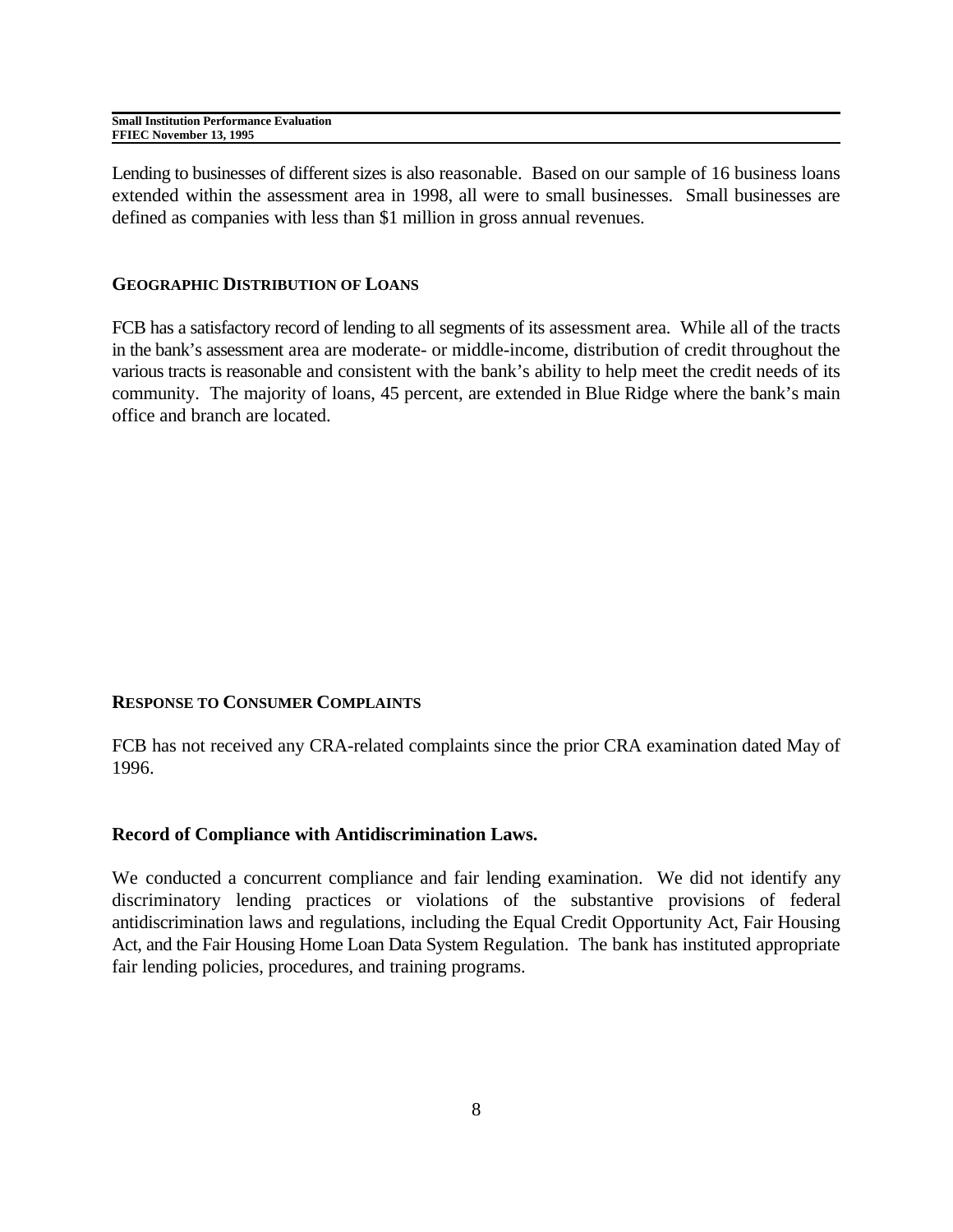Lending to businesses of different sizes is also reasonable. Based on our sample of 16 business loans extended within the assessment area in 1998, all were to small businesses. Small businesses are defined as companies with less than $1 million in gross annual revenues.

### GEOGRAPHIC DISTRIBUTION OF LOANS

FCB has a satisfactory record of lending to all segments of its assessment area. While all of the tracts in the bank's assessment area are moderate- or middle-income, distribution of credit throughout the various tracts is reasonable and consistent with the bank's ability to help meet the credit needs of its community. The majority of loans, 45 percent, are extended in Blue Ridge where the bank's main office and branch are located.

### RESPONSE TO CONSUMER COMPLAINTS

FCB has not received any CRA-related complaints since the prior CRA examination dated May of 1996.

### Record of Compliance with Antidiscrimination Laws.

We conducted a concurrent compliance and fair lending examination. We did not identify any discriminatory lending practices or violations of the substantive provisions of federal antidiscrimination laws and regulations, including the Equal Credit Opportunity Act, Fair Housing Act, and the Fair Housing Home Loan Data System Regulation. The bank has instituted appropriate fair lending policies, procedures, and training programs.